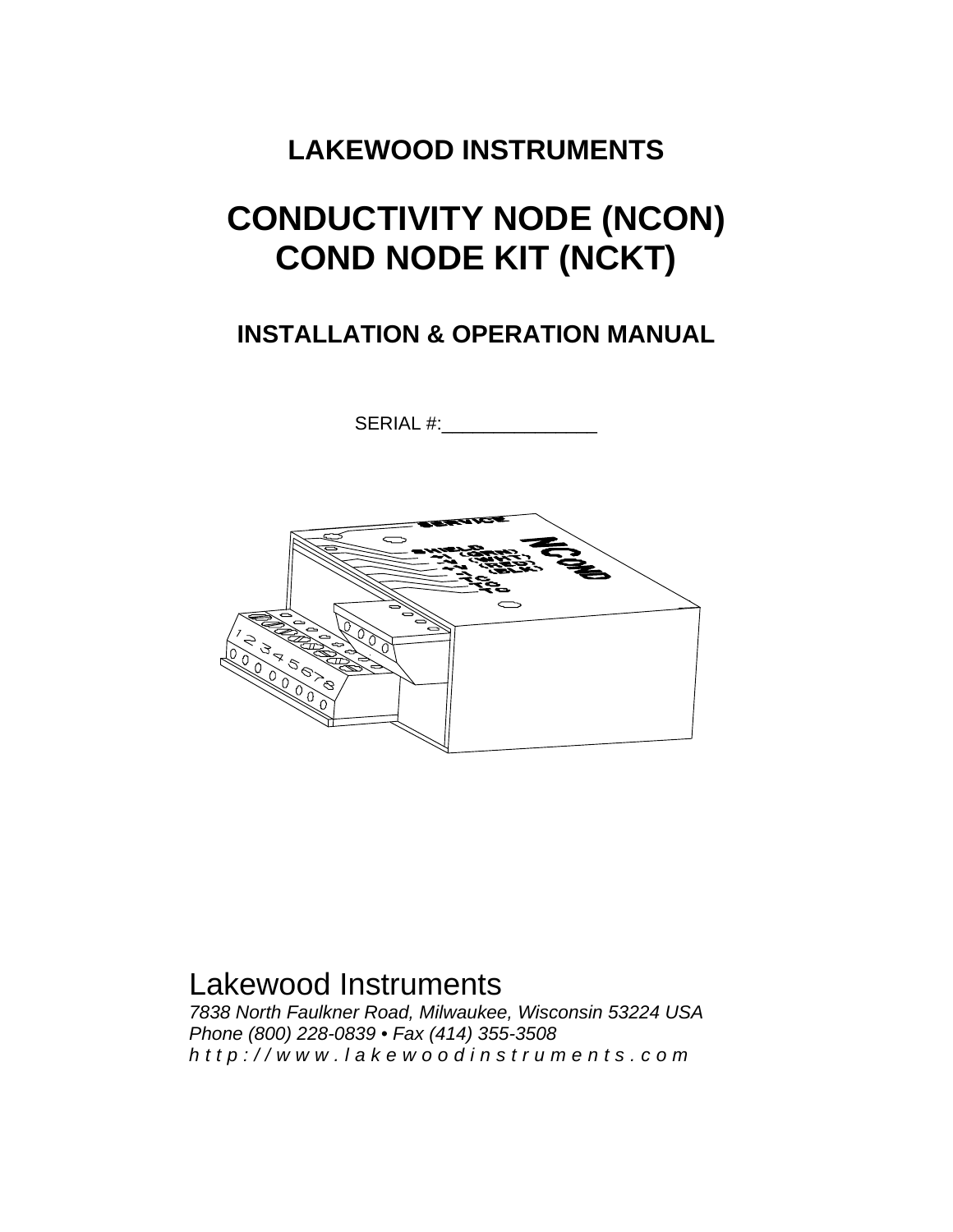# LAKEWOOD INSTRUMENTS

# CONDUCTIVITY NODE (NCON)
# COND NODE KIT (NCKT)

## INSTALLATION & OPERATION MANUAL

SERIAL #:_______________

Lakewood Instruments

*7838 North Faulkner Road, Milwaukee, Wisconsin 53224 USA*
*Phone (800) 228-0839 • Fax (414) 355-3508*
*http://www.lakewoodinstruments.com*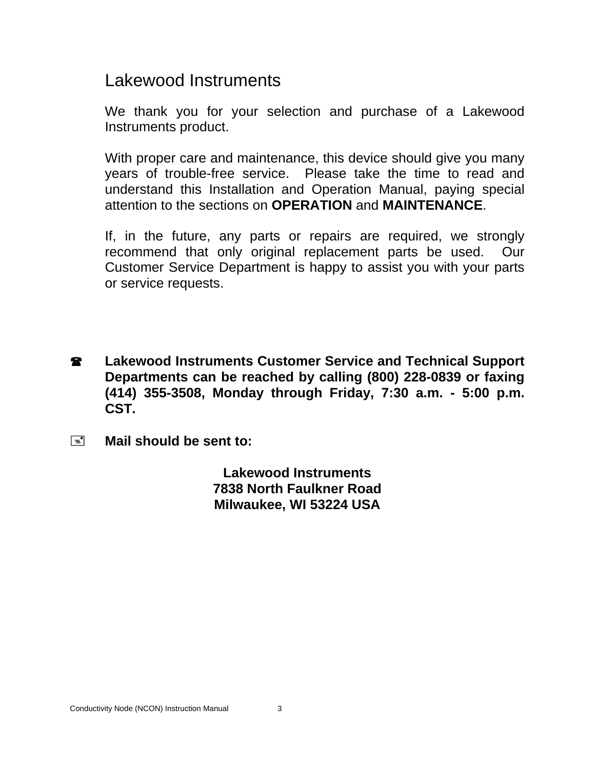# Lakewood Instruments

We thank you for your selection and purchase of a Lakewood Instruments product.

With proper care and maintenance, this device should give you many years of trouble-free service. Please take the time to read and understand this Installation and Operation Manual, paying special attention to the sections on **OPERATION** and **MAINTENANCE**.

If, in the future, any parts or repairs are required, we strongly recommend that only original replacement parts be used. Our Customer Service Department is happy to assist you with your parts or service requests.

☎ **Lakewood Instruments Customer Service and Technical Support Departments can be reached by calling (800) 228-0839 or faxing (414) 355-3508, Monday through Friday, 7:30 a.m. - 5:00 p.m. CST.**

🖃 **Mail should be sent to:**

**Lakewood Instruments**
**7838 North Faulkner Road**
**Milwaukee, WI 53224 USA**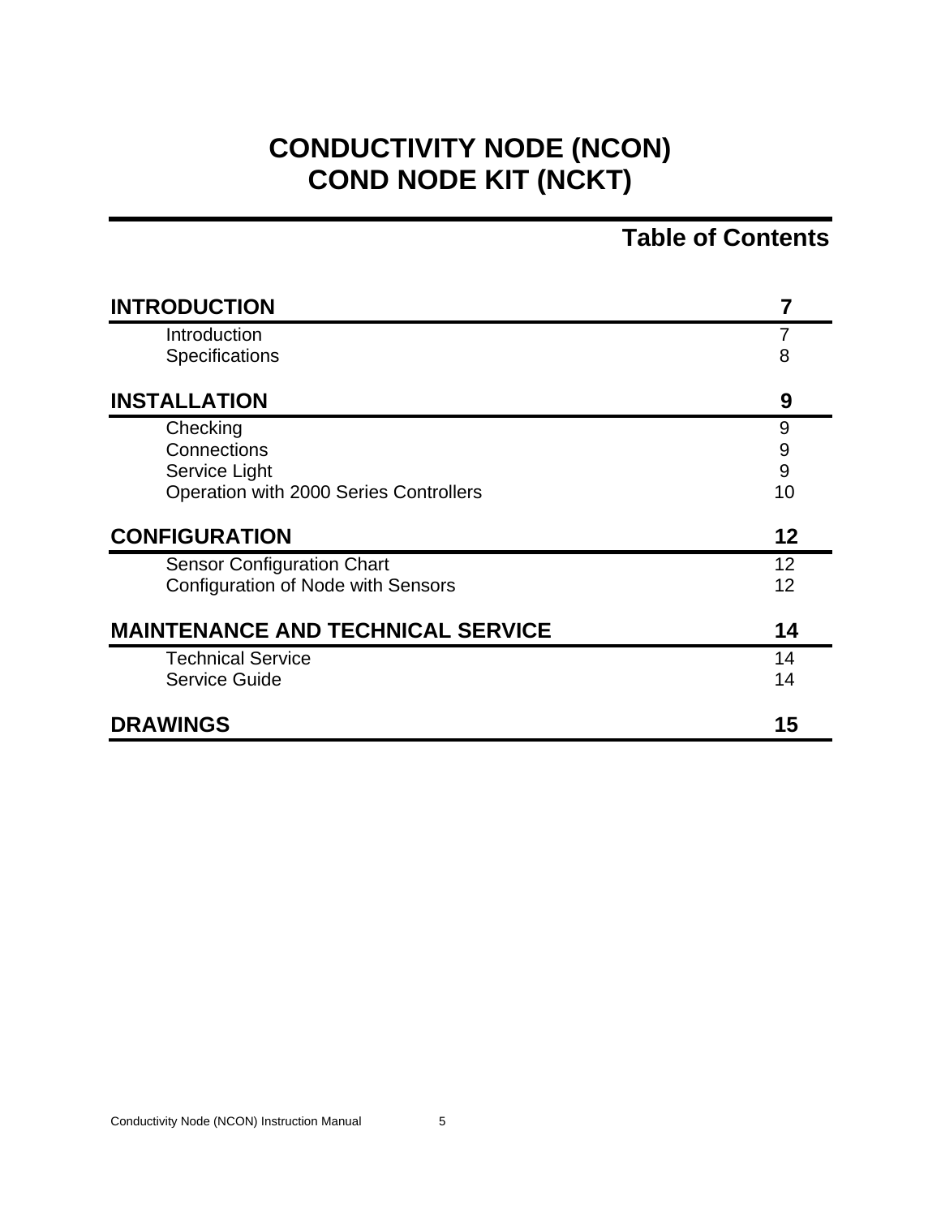# CONDUCTIVITY NODE (NCON)
# COND NODE KIT (NCKT)

## Table of Contents

| | |
|---|---|
| **INTRODUCTION** | **7** |
| Introduction | 7 |
| Specifications | 8 |
| **INSTALLATION** | **9** |
| Checking | 9 |
| Connections | 9 |
| Service Light | 9 |
| Operation with 2000 Series Controllers | 10 |
| **CONFIGURATION** | **12** |
| Sensor Configuration Chart | 12 |
| Configuration of Node with Sensors | 12 |
| **MAINTENANCE AND TECHNICAL SERVICE** | **14** |
| Technical Service | 14 |
| Service Guide | 14 |
| **DRAWINGS** | **15** |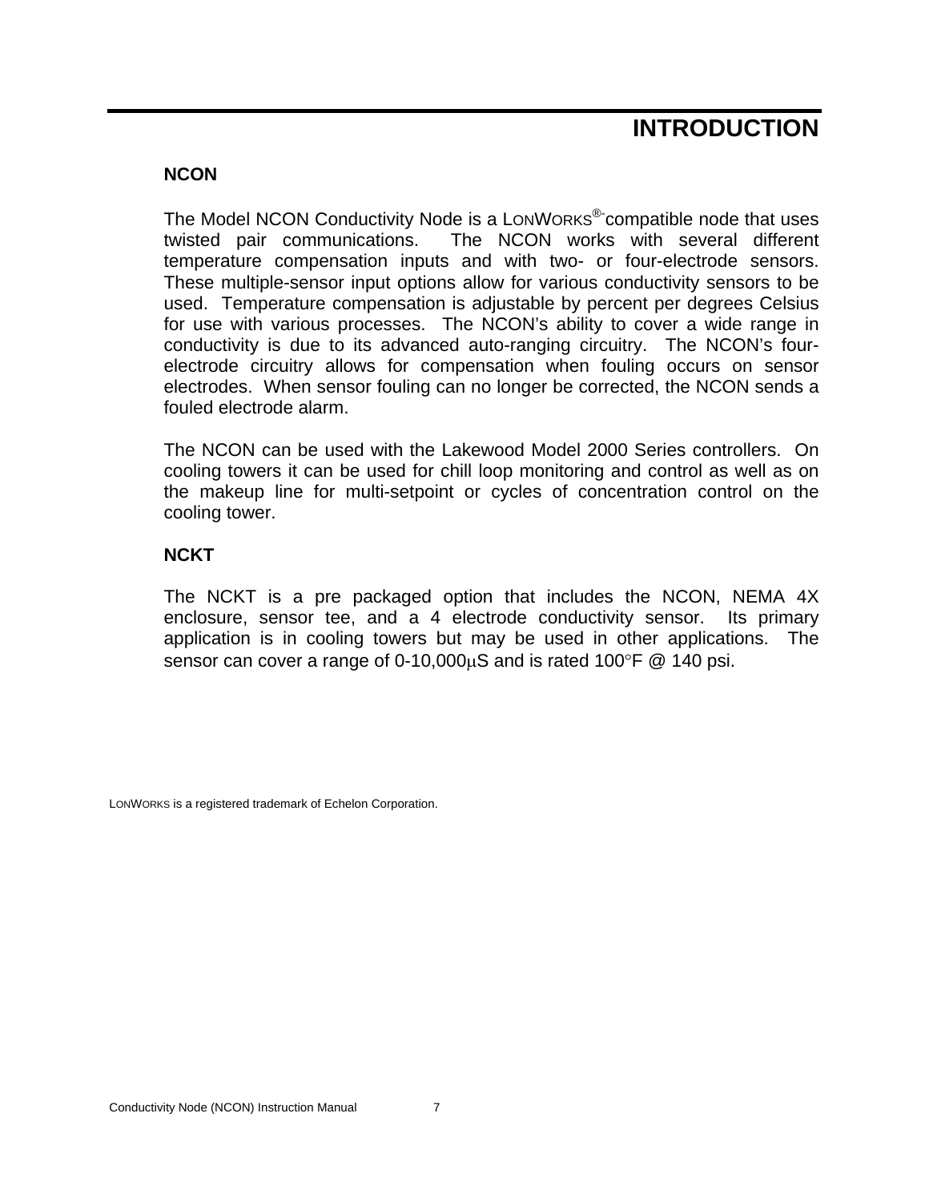# INTRODUCTION

## NCON

The Model NCON Conductivity Node is a LONWORKS®-compatible node that uses twisted pair communications. The NCON works with several different temperature compensation inputs and with two- or four-electrode sensors. These multiple-sensor input options allow for various conductivity sensors to be used. Temperature compensation is adjustable by percent per degrees Celsius for use with various processes. The NCON's ability to cover a wide range in conductivity is due to its advanced auto-ranging circuitry. The NCON's four-electrode circuitry allows for compensation when fouling occurs on sensor electrodes. When sensor fouling can no longer be corrected, the NCON sends a fouled electrode alarm.

The NCON can be used with the Lakewood Model 2000 Series controllers. On cooling towers it can be used for chill loop monitoring and control as well as on the makeup line for multi-setpoint or cycles of concentration control on the cooling tower.

## NCKT

The NCKT is a pre packaged option that includes the NCON, NEMA 4X enclosure, sensor tee, and a 4 electrode conductivity sensor. Its primary application is in cooling towers but may be used in other applications. The sensor can cover a range of 0-10,000µS and is rated 100°F @ 140 psi.

LONWORKS is a registered trademark of Echelon Corporation.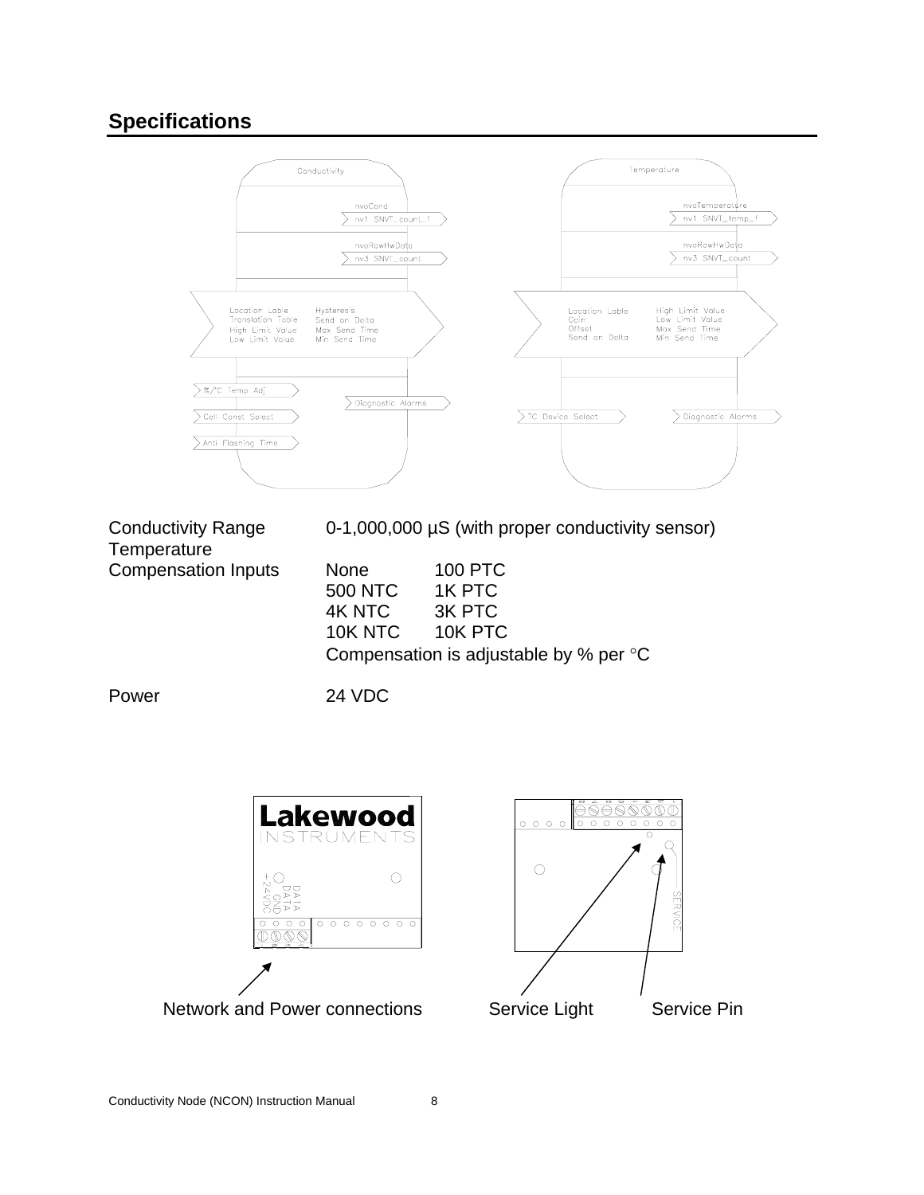## Specifications

Conductivity

nvoCond
nv1 SNVT_count_f

nvoRawHwData
nv3 SNVT_count

Location Lable
Translation Table
High Limit Value
Low Limit Value

Hysteresis
Send on Delta
Max Send Time
Min Send Time

%/°C Temp Adj
Cell Const Select
Anti Flashing Time

Diagnostic Alarms

Temperature

nvoTemperature
nv1 SNVT_temp_f

nvoRawHwData
nv3 SNVT_count

Location Lable
Gain
Offset
Send on Delta

High Limit Value
Low Limit Value
Max Send Time
Min Send Time

TC Device Select

Diagnostic Alarms

| | | |
|---|---|---|
| Conductivity Range | 0-1,000,000 µS (with proper conductivity sensor) | |
| Temperature Compensation Inputs | None | 100 PTC |
| | 500 NTC | 1K PTC |
| | 4K NTC | 3K PTC |
| | 10K NTC | 10K PTC |
| | Compensation is adjustable by % per °C | |
| Power | 24 VDC | |

Lakewood INSTRUMENTS

+24VDC GND DATA DATA

SERVICE

Network and Power connections    Service Light    Service Pin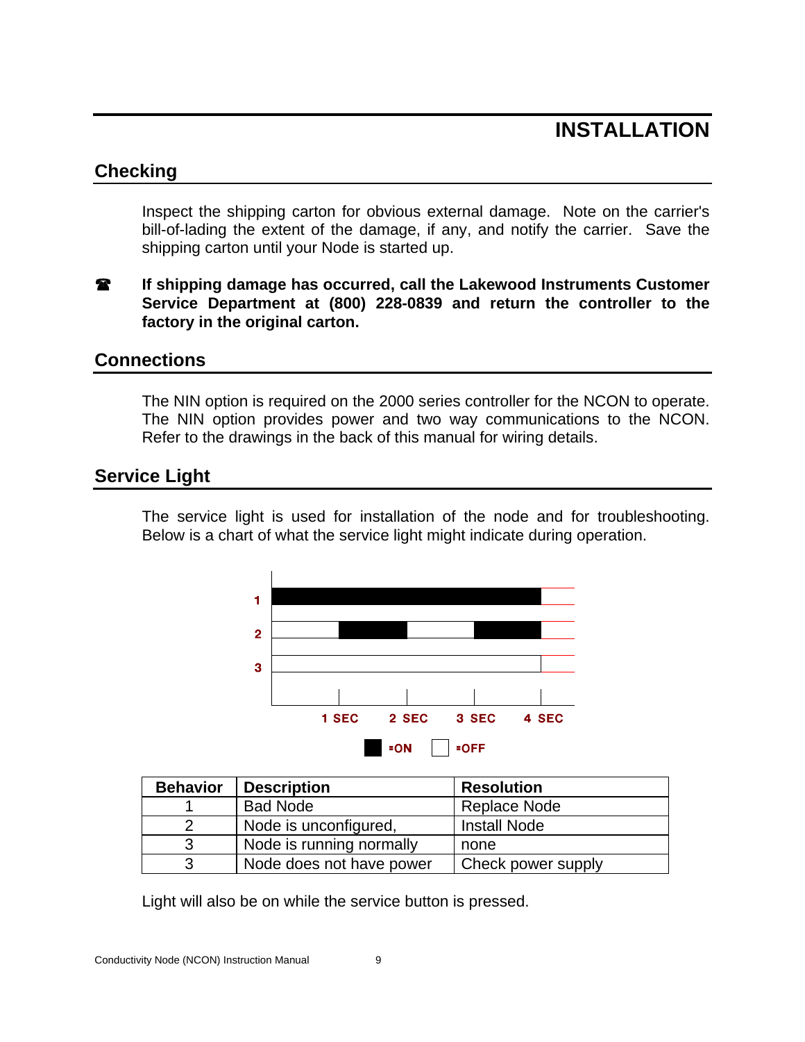# INSTALLATION

## Checking

Inspect the shipping carton for obvious external damage. Note on the carrier's bill-of-lading the extent of the damage, if any, and notify the carrier. Save the shipping carton until your Node is started up.

☎ **If shipping damage has occurred, call the Lakewood Instruments Customer Service Department at (800) 228-0839 and return the controller to the factory in the original carton.**

## Connections

The NIN option is required on the 2000 series controller for the NCON to operate. The NIN option provides power and two way communications to the NCON. Refer to the drawings in the back of this manual for wiring details.

## Service Light

The service light is used for installation of the node and for troubleshooting. Below is a chart of what the service light might indicate during operation.

1
2
3

1 SEC   2 SEC   3 SEC   4 SEC

=ON   =OFF

| Behavior | Description | Resolution |
|---|---|---|
| 1 | Bad Node | Replace Node |
| 2 | Node is unconfigured, | Install Node |
| 3 | Node is running normally | none |
| 3 | Node does not have power | Check power supply |

Light will also be on while the service button is pressed.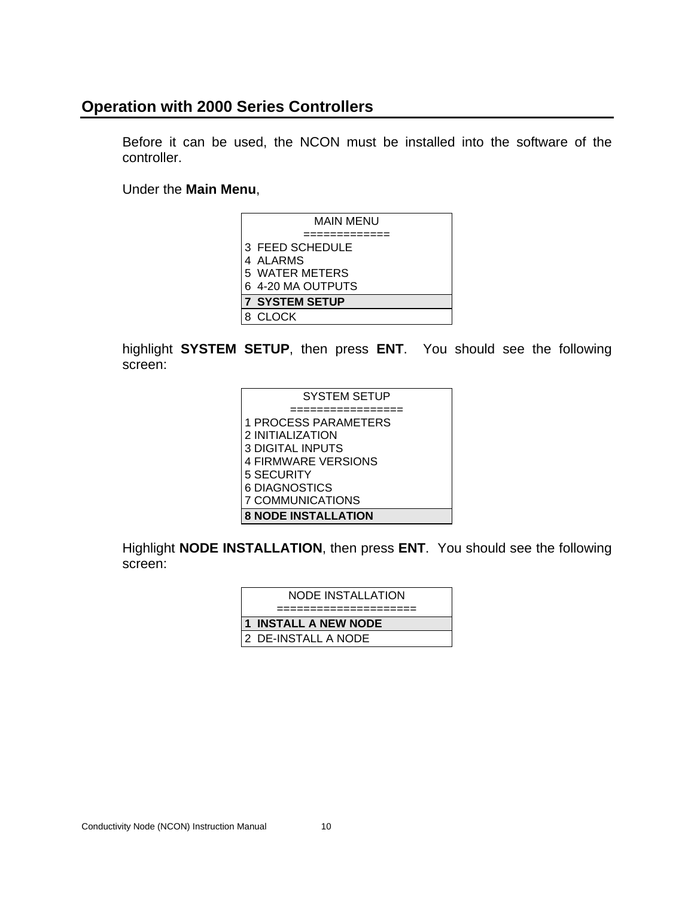## Operation with 2000 Series Controllers

Before it can be used, the NCON must be installed into the software of the controller.

Under the **Main Menu**,

```
MAIN MENU
=============
3  FEED SCHEDULE
4  ALARMS
5  WATER METERS
6  4-20 MA OUTPUTS
7  SYSTEM SETUP
8  CLOCK
```

highlight **SYSTEM SETUP**, then press **ENT**. You should see the following screen:

```
SYSTEM SETUP
=================
1 PROCESS PARAMETERS
2 INITIALIZATION
3 DIGITAL INPUTS
4 FIRMWARE VERSIONS
5 SECURITY
6 DIAGNOSTICS
7 COMMUNICATIONS
8 NODE INSTALLATION
```

Highlight **NODE INSTALLATION**, then press **ENT**. You should see the following screen:

```
NODE INSTALLATION
=====================
1  INSTALL A NEW NODE
2  DE-INSTALL A NODE
```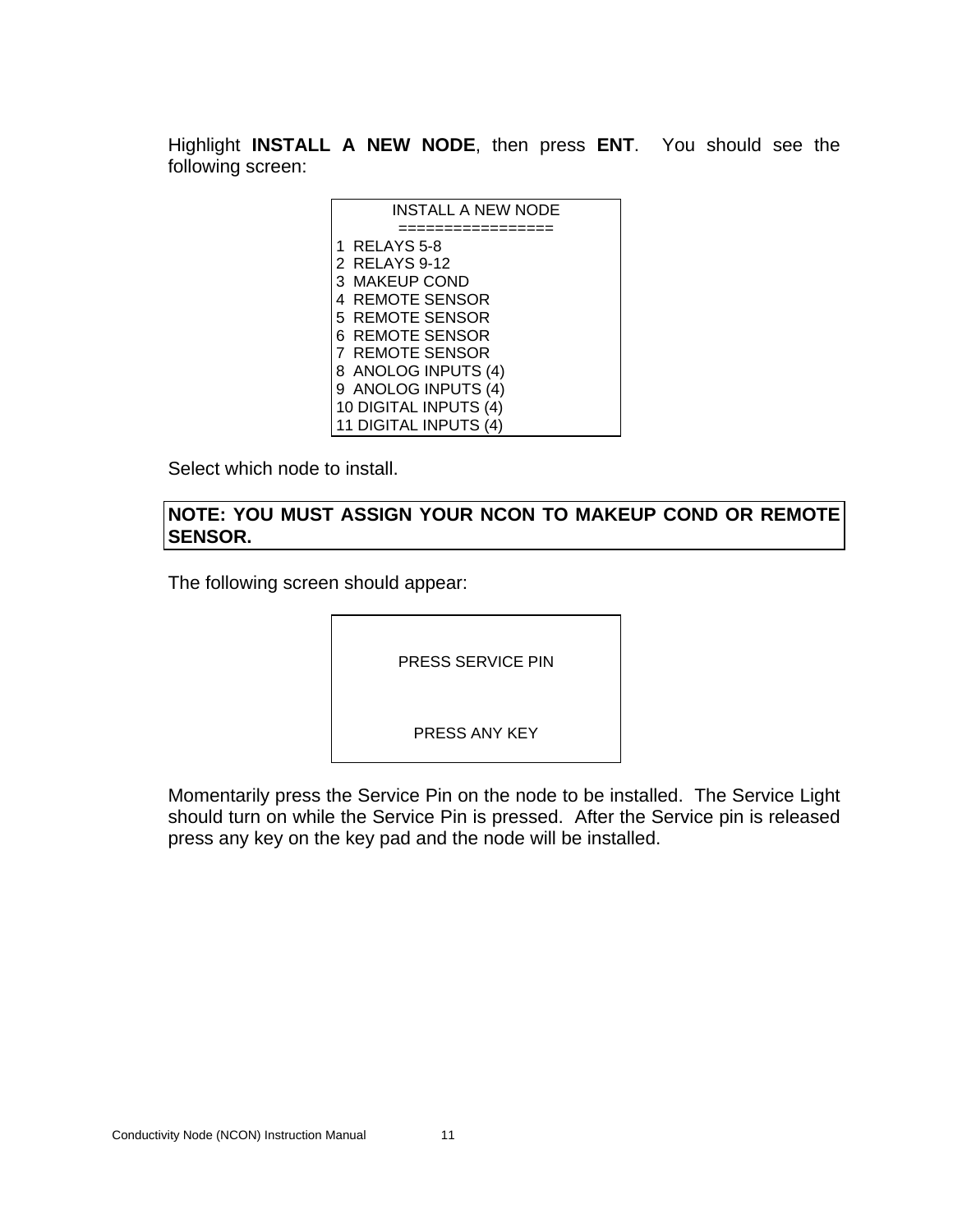Highlight **INSTALL A NEW NODE**, then press **ENT**. You should see the following screen:

```
       INSTALL A NEW NODE
       ================
1  RELAYS 5-8
2  RELAYS 9-12
3  MAKEUP COND
4  REMOTE SENSOR
5  REMOTE SENSOR
6  REMOTE SENSOR
7  REMOTE SENSOR
8  ANOLOG INPUTS (4)
9  ANOLOG INPUTS (4)
10 DIGITAL INPUTS (4)
11 DIGITAL INPUTS (4)
```

Select which node to install.

**NOTE: YOU MUST ASSIGN YOUR NCON TO MAKEUP COND OR REMOTE SENSOR.**

The following screen should appear:

```
        PRESS SERVICE PIN


        PRESS ANY KEY
```

Momentarily press the Service Pin on the node to be installed. The Service Light should turn on while the Service Pin is pressed. After the Service pin is released press any key on the key pad and the node will be installed.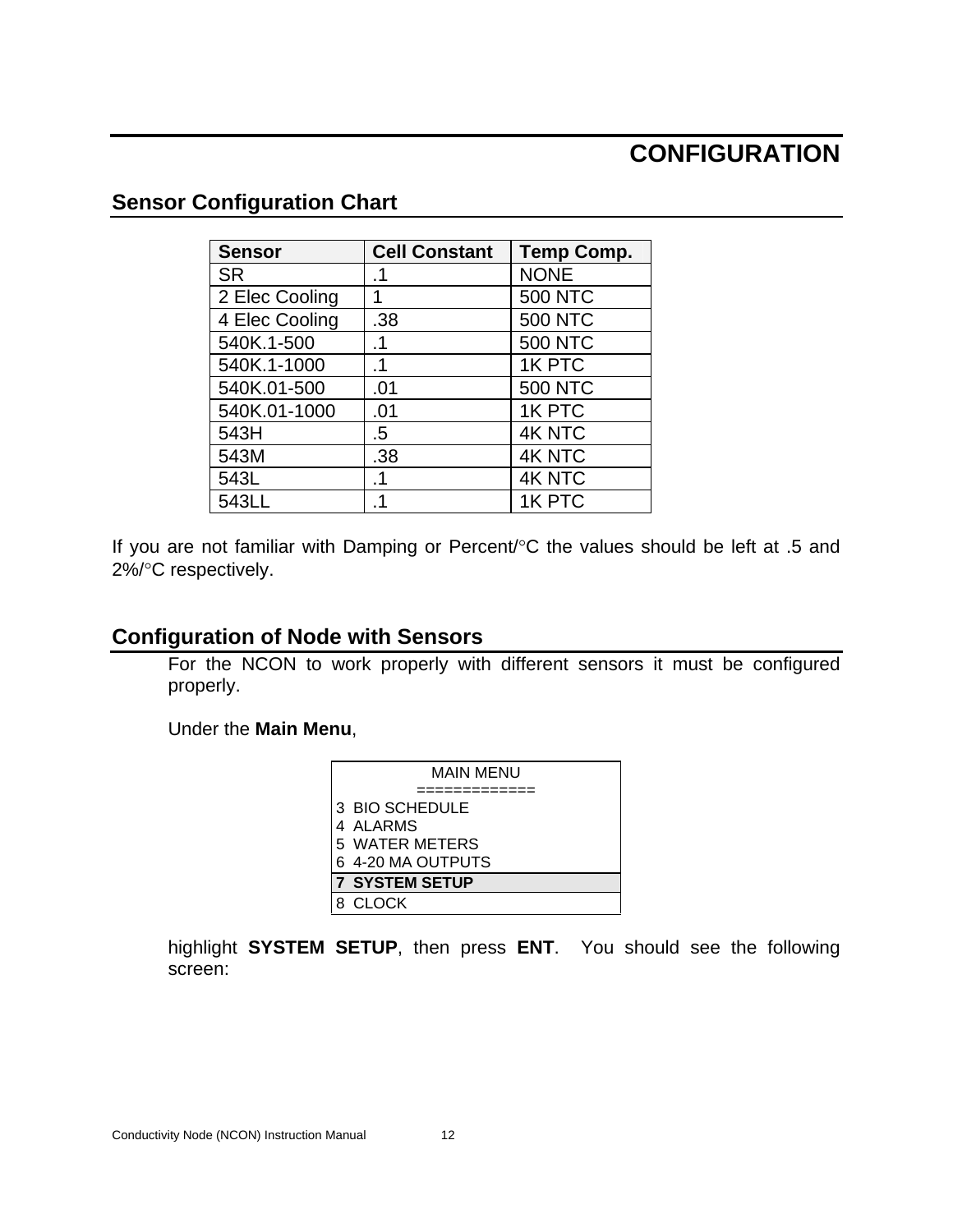# CONFIGURATION

## Sensor Configuration Chart

| Sensor | Cell Constant | Temp Comp. |
|---|---|---|
| SR | .1 | NONE |
| 2 Elec Cooling | 1 | 500 NTC |
| 4 Elec Cooling | .38 | 500 NTC |
| 540K.1-500 | .1 | 500 NTC |
| 540K.1-1000 | .1 | 1K PTC |
| 540K.01-500 | .01 | 500 NTC |
| 540K.01-1000 | .01 | 1K PTC |
| 543H | .5 | 4K NTC |
| 543M | .38 | 4K NTC |
| 543L | .1 | 4K NTC |
| 543LL | .1 | 1K PTC |

If you are not familiar with Damping or Percent/°C the values should be left at .5 and 2%/°C respectively.

## Configuration of Node with Sensors

For the NCON to work properly with different sensors it must be configured properly.

Under the **Main Menu**,

```
MAIN MENU
=============
3  BIO SCHEDULE
4  ALARMS
5  WATER METERS
6  4-20 MA OUTPUTS
7  SYSTEM SETUP
8  CLOCK
```

highlight **SYSTEM SETUP**, then press **ENT**. You should see the following screen: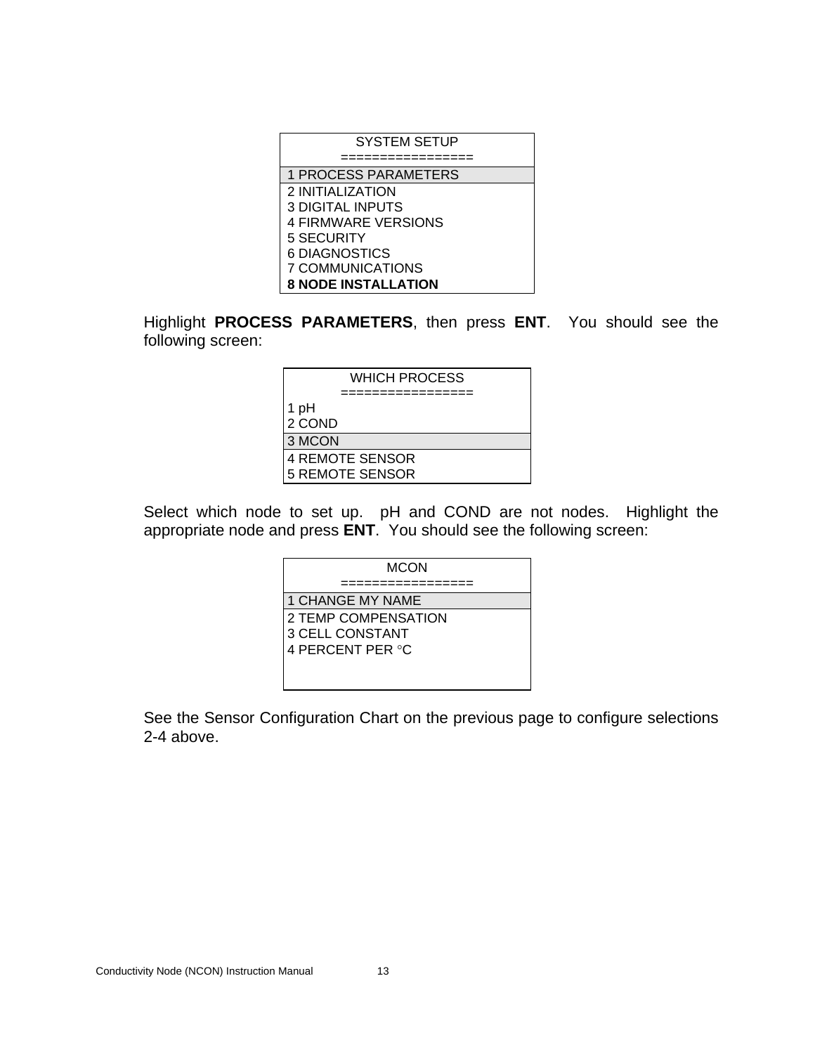```
SYSTEM SETUP
================
1 PROCESS PARAMETERS
2 INITIALIZATION
3 DIGITAL INPUTS
4 FIRMWARE VERSIONS
5 SECURITY
6 DIAGNOSTICS
7 COMMUNICATIONS
8 NODE INSTALLATION
```

Highlight **PROCESS PARAMETERS**, then press **ENT**. You should see the following screen:

```
WHICH PROCESS
================
1 pH
2 COND
3 MCON
4 REMOTE SENSOR
5 REMOTE SENSOR
```

Select which node to set up. pH and COND are not nodes. Highlight the appropriate node and press **ENT**. You should see the following screen:

```
MCON
================
1 CHANGE MY NAME
2 TEMP COMPENSATION
3 CELL CONSTANT
4 PERCENT PER °C
```

See the Sensor Configuration Chart on the previous page to configure selections 2-4 above.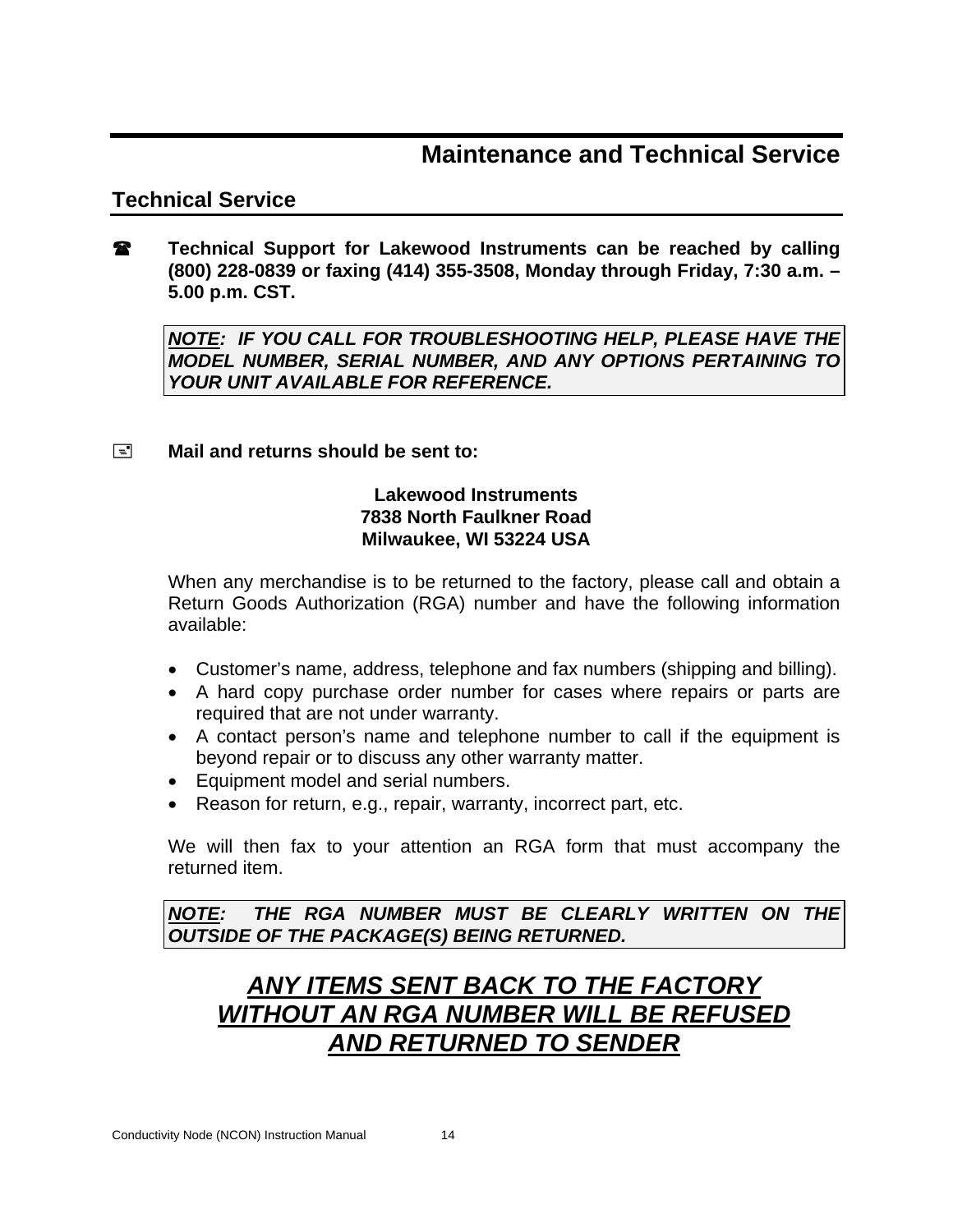# Maintenance and Technical Service

## Technical Service

☎ **Technical Support for Lakewood Instruments can be reached by calling (800) 228-0839 or faxing (414) 355-3508, Monday through Friday, 7:30 a.m. – 5.00 p.m. CST.**

> ***NOTE:* IF YOU CALL FOR TROUBLESHOOTING HELP, PLEASE HAVE THE MODEL NUMBER, SERIAL NUMBER, AND ANY OPTIONS PERTAINING TO YOUR UNIT AVAILABLE FOR REFERENCE.**

**Mail and returns should be sent to:**

**Lakewood Instruments**
**7838 North Faulkner Road**
**Milwaukee, WI 53224 USA**

When any merchandise is to be returned to the factory, please call and obtain a Return Goods Authorization (RGA) number and have the following information available:

- Customer's name, address, telephone and fax numbers (shipping and billing).
- A hard copy purchase order number for cases where repairs or parts are required that are not under warranty.
- A contact person's name and telephone number to call if the equipment is beyond repair or to discuss any other warranty matter.
- Equipment model and serial numbers.
- Reason for return, e.g., repair, warranty, incorrect part, etc.

We will then fax to your attention an RGA form that must accompany the returned item.

> ***NOTE:* THE RGA NUMBER MUST BE CLEARLY WRITTEN ON THE OUTSIDE OF THE PACKAGE(S) BEING RETURNED.**

***ANY ITEMS SENT BACK TO THE FACTORY WITHOUT AN RGA NUMBER WILL BE REFUSED AND RETURNED TO SENDER***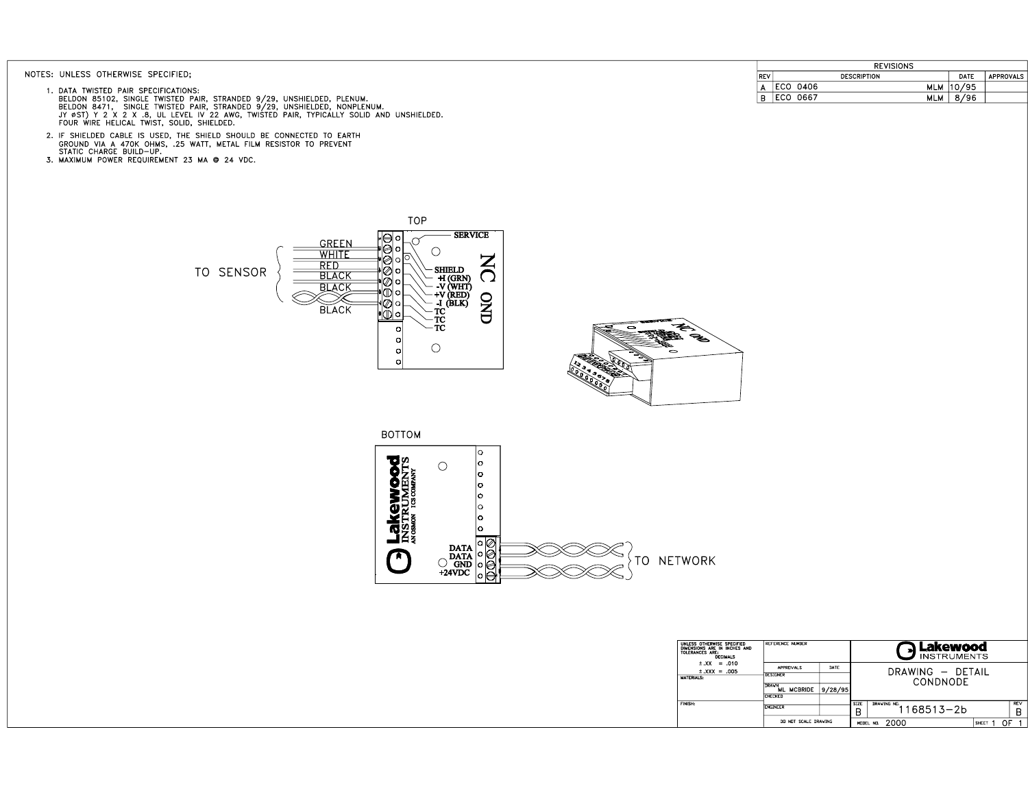NOTES: UNLESS OTHERWISE SPECIFIED;

1. DATA TWISTED PAIR SPECIFICATIONS:
   BELDON 85102, SINGLE TWISTED PAIR, STRANDED 9/29, UNSHIELDED, PLENUM.
   BELDON 8471, SINGLE TWISTED PAIR, STRANDED 9/29, UNSHIELDED, NONPLENUM.
   JY øST) Y 2 X 2 X .8, UL LEVEL IV 22 AWG, TWISTED PAIR, TYPICALLY SOLID AND UNSHIELDED.
   FOUR WIRE HELICAL TWIST, SOLID, SHIELDED.
2. IF SHIELDED CABLE IS USED, THE SHIELD SHOULD BE CONNECTED TO EARTH GROUND VIA A 470K OHMS, .25 WATT, METAL FILM RESISTOR TO PREVENT STATIC CHARGE BUILD-UP.
3. MAXIMUM POWER REQUIREMENT 23 MA @ 24 VDC.

| REVISIONS | | | | |
|---|---|---|---|---|
| REV | DESCRIPTION | | DATE | APPROVALS |
| A | ECO 0406 | MLM | 10/95 | |
| B | ECO 0667 | MLM | 8/96 | |

TOP

TO SENSOR: GREEN, WHITE, RED, BLACK, BLACK, BLACK

SERVICE
SHIELD
+H (GRN)
-V (WHT)
+V (RED)
-I (BLK)
TC
TC
TC

NC OND

BOTTOM

Lakewood INSTRUMENTS
AN OSMON ICS COMPANY

DATA
DATA
GND
+24VDC

TO NETWORK

| UNLESS OTHERWISE SPECIFIED DIMENSIONS ARE IN INCHES AND TOLERANCES ARE: DECIMALS ±.XX = .010 ±.XXX = .005 | REFERENCE NUMBER | | Lakewood INSTRUMENTS |
|---|---|---|---|
| MATERIALS: | APPROVALS | DATE | DRAWING – DETAIL CONDNODE |
| | DESIGNER | | |
| | DRAWN ML MCBRIDE | 9/28/95 | |
| | CHECKED | | |
| FINISH: | ENGINEER | | SIZE B — DRAWING NO. 1168513-2b — REV B |
| | DO NOT SCALE DRAWING | | MODEL NO. 2000 — SHEET 1 OF 1 |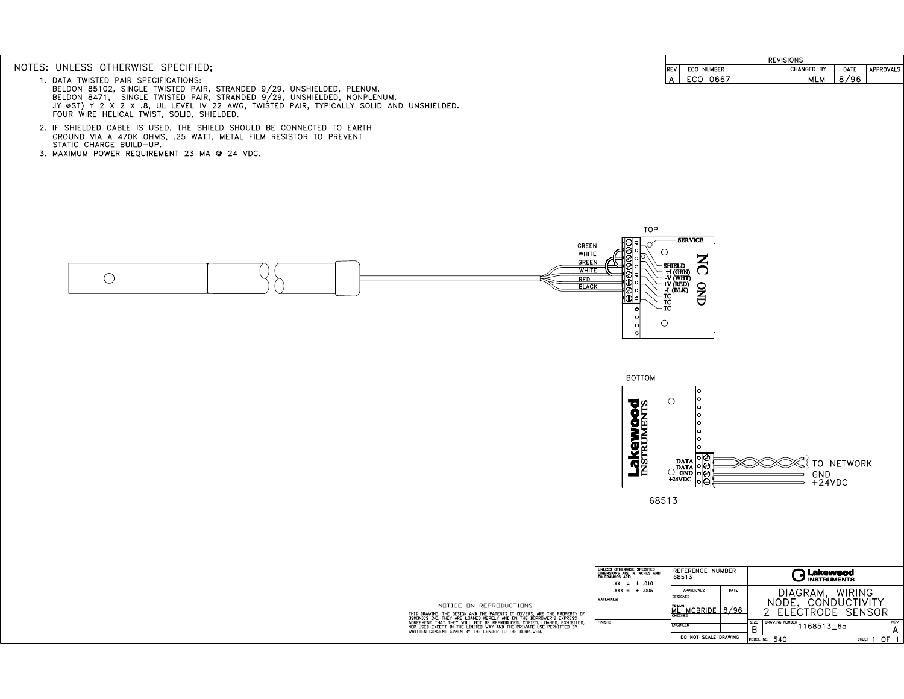NOTES: UNLESS OTHERWISE SPECIFIED;

1. DATA TWISTED PAIR SPECIFICATIONS:
   BELDON 85102, SINGLE TWISTED PAIR, STRANDED 9/29, UNSHIELDED, PLENUM.
   BELDON 8471, SINGLE TWISTED PAIR, STRANDED 9/29, UNSHIELDED, NONPLENUM.
   JY øST) Y 2 X 2 X .8, UL LEVEL IV 22 AWG, TWISTED PAIR, TYPICALLY SOLID AND UNSHIELDED.
   FOUR WIRE HELICAL TWIST, SOLID, SHIELDED.
2. IF SHIELDED CABLE IS USED, THE SHIELD SHOULD BE CONNECTED TO EARTH GROUND VIA A 470K OHMS, .25 WATT, METAL FILM RESISTOR TO PREVENT STATIC CHARGE BUILD-UP.
3. MAXIMUM POWER REQUIREMENT 23 MA @ 24 VDC.

| REVISIONS | | | | |
|---|---|---|---|---|
| REV | ECO NUMBER | CHANGED BY | DATE | APPROVALS |
| A | ECO 0667 | MLM | 8/96 | |

TOP

GREEN
WHITE
GREEN
WHITE
RED
BLACK

SERVICE
SHIELD
+I (GRN)
-V (WHT)
+V (RED)
-I (BLK)
TC
TC
TC

NC OND

BOTTOM

Lakewood INSTRUMENTS

DATA
DATA
GND
+24VDC

TO NETWORK
GND
+24VDC

68513

NOTICE ON REPRODUCTIONS

THIS DRAWING, THE DESIGN AND THE PATENTS IT COVERS, ARE THE PROPERTY OF OSMONICS INC. THEY ARE LOANED MERELY AND ON THE BORROWER'S EXPRESS AGREEMENT THAT THEY WILL NOT BE REPRODUCED, COPIED, LOANED, EXHIBITED, NOR USED EXCEPT IN THE LIMITED WAY AND THE PRIVATE USE PERMITTED BY WRITTEN CONSENT GIVEN BY THE LENDER TO THE BORROWER.

| UNLESS OTHERWISE SPECIFIED DIMENSIONS ARE IN INCHES AND TOLERANCES ARE: .XX = ± .010 .XXX = ± .005 | REFERENCE NUMBER 68513 | | Lakewood INSTRUMENTS |
|---|---|---|---|
| MATERIALS: | APPROVALS | DATE | DIAGRAM, WIRING NODE, CONDUCTIVITY 2 ELECTRODE SENSOR |
| | DESIGNER | | |
| | DRAWN ML MCBRIDE | 8/96 | |
| FINISH: | CHECKED | | SIZE B — DRAWING NUMBER 1168513_6a — REV A |
| | ENGINEER | | |
| | DO NOT SCALE DRAWING | | MODEL NO. 540 — SHEET 1 OF 1 |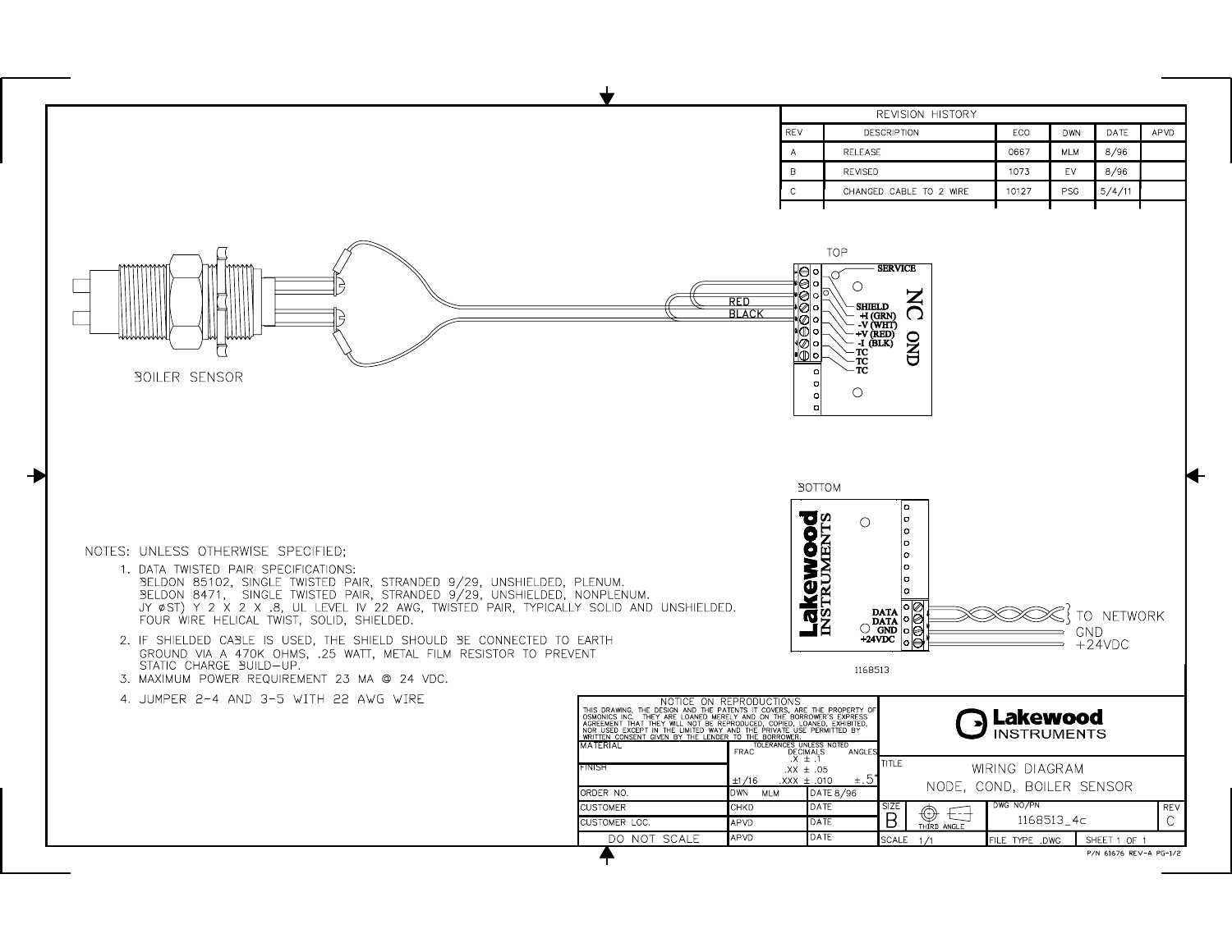| REVISION HISTORY | | | | | |
|---|---|---|---|---|---|
| REV | DESCRIPTION | ECO | DWN | DATE | APVD |
| A | RELEASE | 0667 | MLM | 8/96 | |
| B | REVISED | 1073 | EV | 8/96 | |
| C | CHANGED CABLE TO 2 WIRE | 10127 | PSG | 5/4/11 | |

BOILER SENSOR

RED
BLACK

TOP

SERVICE

SHIELD
+I (GRN)
-V (WHT)
+V (RED)
-I (BLK)
TC
TC
TC

NC OND

BOTTOM

Lakewood INSTRUMENTS

DATA
DATA
GND
+24VDC

TO NETWORK
GND
+24VDC

1168513

NOTES: UNLESS OTHERWISE SPECIFIED;

1. DATA TWISTED PAIR SPECIFICATIONS:
   BELDON 85102, SINGLE TWISTED PAIR, STRANDED 9/29, UNSHIELDED, PLENUM.
   BELDON 8471, SINGLE TWISTED PAIR, STRANDED 9/29, UNSHIELDED, NONPLENUM.
   JY (ØST) Y 2 X 2 X .8, UL LEVEL IV 22 AWG, TWISTED PAIR, TYPICALLY SOLID AND UNSHIELDED.
   FOUR WIRE HELICAL TWIST, SOLID, SHIELDED.
2. IF SHIELDED CABLE IS USED, THE SHIELD SHOULD BE CONNECTED TO EARTH GROUND VIA A 470K OHMS, .25 WATT, METAL FILM RESISTOR TO PREVENT STATIC CHARGE BUILD-UP.
3. MAXIMUM POWER REQUIREMENT 23 MA @ 24 VDC.
4. JUMPER 2-4 AND 3-5 WITH 22 AWG WIRE

NOTICE ON REPRODUCTIONS
THIS DRAWING, THE DESIGN AND THE PATENTS IT COVERS, ARE THE PROPERTY OF OSMONICS INC. THEY ARE LOANED MERELY AND ON THE BORROWER'S EXPRESS AGREEMENT THAT THEY WILL NOT BE REPRODUCED, COPIED, LOANED, EXHIBITED, NOR USED EXCEPT IN THE LIMITED WAY AND THE PRIVATE USE PERMITTED BY WRITTEN CONSENT GIVEN BY THE LENDER TO THE BORROWER.

| MATERIAL | TOLERANCES UNLESS NOTED: FRAC ±1/16; DECIMALS .X ± .1, .XX ± .05, .XXX ± .010; ANGLES ±.5° | |
|---|---|---|
| FINISH | | |
| ORDER NO. | DWN MLM | DATE 8/96 |
| CUSTOMER | CHKD | DATE |
| CUSTOMER LOC. | APVD | DATE |
| DO NOT SCALE | APVD | DATE |

Lakewood INSTRUMENTS

TITLE: WIRING DIAGRAM NODE, COND, BOILER SENSOR

| SIZE | | DWG NO/PN | REV |
|---|---|---|---|
| B | THIRD ANGLE | 1168513_4c | C |
| SCALE 1/1 | | FILE TYPE .DWG | SHEET 1 OF 1 |

P/N 61676 REV-A PG-1/2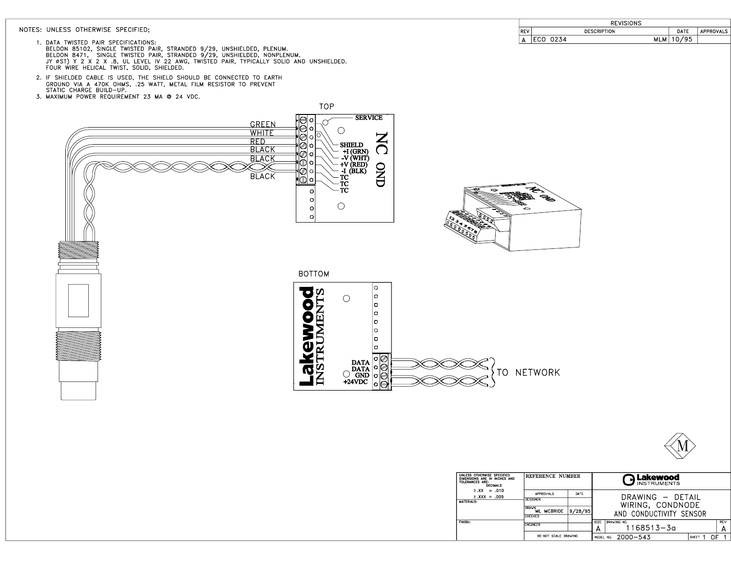NOTES: UNLESS OTHERWISE SPECIFIED;

1. DATA TWISTED PAIR SPECIFICATIONS:
   BELDON 85102, SINGLE TWISTED PAIR, STRANDED 9/29, UNSHIELDED, PLENUM.
   BELDON 8471, SINGLE TWISTED PAIR, STRANDED 9/29, UNSHIELDED, NONPLENUM.
   JY ØST) Y 2 X 2 X .8, UL LEVEL IV 22 AWG, TWISTED PAIR, TYPICALLY SOLID AND UNSHIELDED.
   FOUR WIRE HELICAL TWIST, SOLID, SHIELDED.
2. IF SHIELDED CABLE IS USED, THE SHIELD SHOULD BE CONNECTED TO EARTH GROUND VIA A 470K OHMS, .25 WATT, METAL FILM RESISTOR TO PREVENT STATIC CHARGE BUILD-UP.
3. MAXIMUM POWER REQUIREMENT 23 MA @ 24 VDC.

| REVISIONS | | | |
|---|---|---|---|
| REV | DESCRIPTION | DATE | APPROVALS |
| A | ECO 0234 MLM | 10/95 | |

TOP

GREEN
WHITE
RED
BLACK
BLACK
BLACK

SERVICE
SHIELD
+I (GRN)
-V (WHT)
+V (RED)
-I (BLK)
TC
TC
TC

NC OND

BOTTOM

Lakewood INSTRUMENTS

DATA
DATA
GND
+24VDC

TO NETWORK

| UNLESS OTHERWISE SPECIFIED DIMENSIONS ARE IN INCHES AND TOLERANCES ARE: DECIMALS ±.XX = .010 ±.XXX = .005 | REFERENCE NUMBER | | Lakewood INSTRUMENTS |
|---|---|---|---|
| MATERIALS: | APPROVALS | DATE | DRAWING – DETAIL WIRING, CONDNODE AND CONDUCTIVITY SENSOR |
| | DESIGNER | | |
| | DRAWN ML MCBRIDE | 9/28/95 | |
| | CHECKED | | |
| FINISH: | ENGINEER | | SIZE A DRAWING NO. 1168513-3a REV A |
| | DO NOT SCALE DRAWING | | MODEL NO. 2000-543 SHEET 1 OF 1 |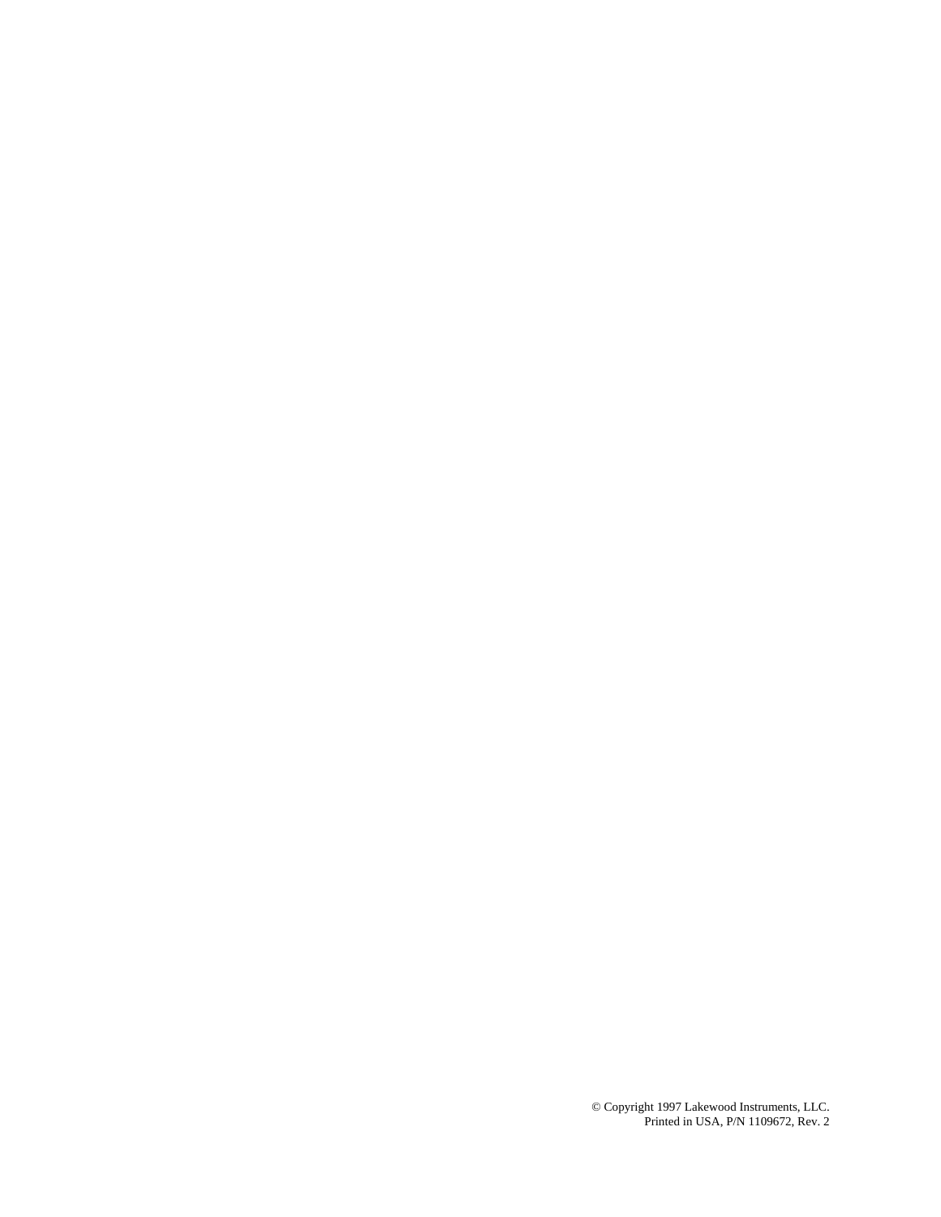© Copyright 1997 Lakewood Instruments, LLC.
Printed in USA, P/N 1109672, Rev. 2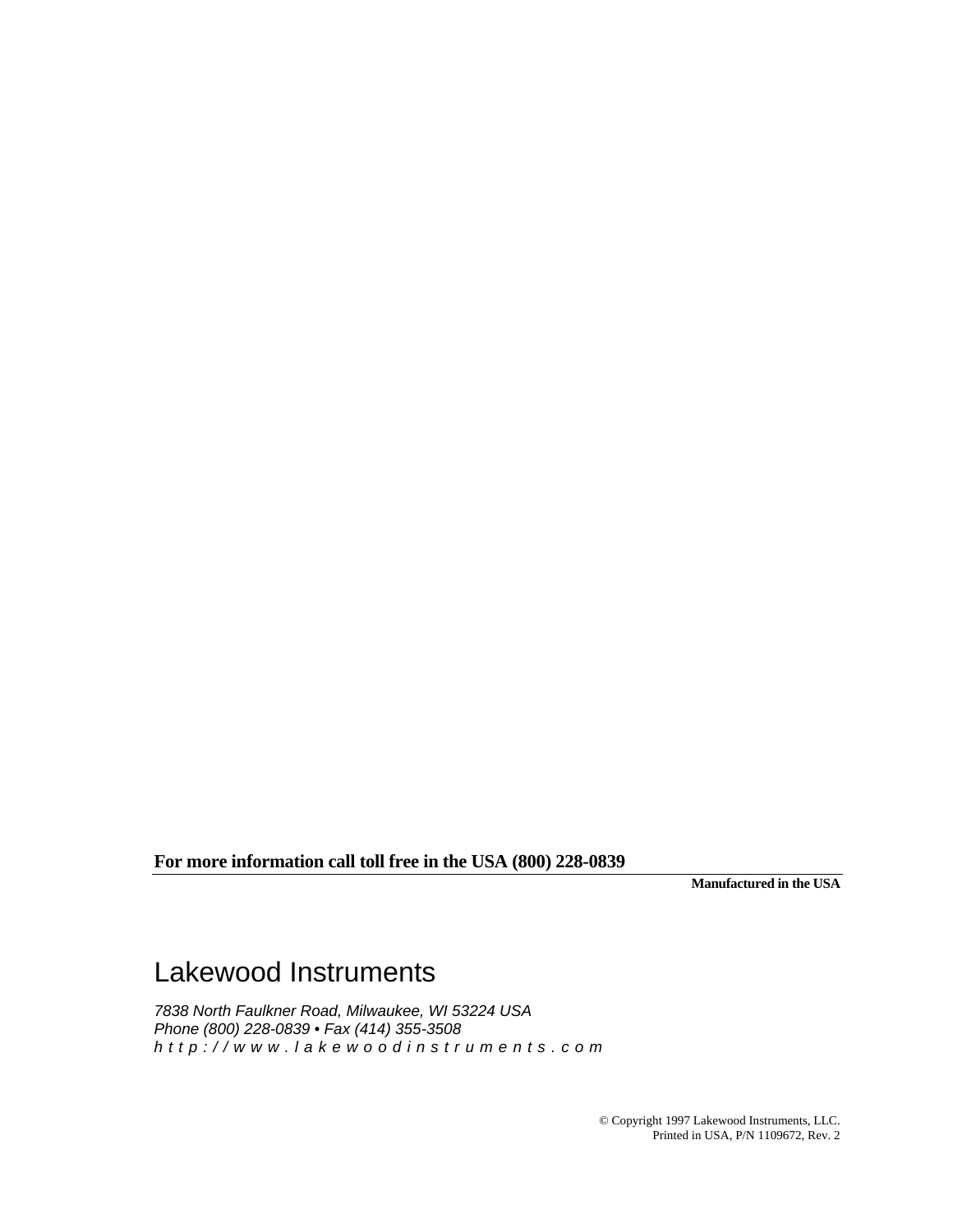**For more information call toll free in the USA (800) 228-0839**

**Manufactured in the USA**

# Lakewood Instruments

*7838 North Faulkner Road, Milwaukee, WI 53224 USA*
*Phone (800) 228-0839 • Fax (414) 355-3508*
*http://www.lakewoodinstruments.com*

© Copyright 1997 Lakewood Instruments, LLC.
Printed in USA, P/N 1109672, Rev. 2